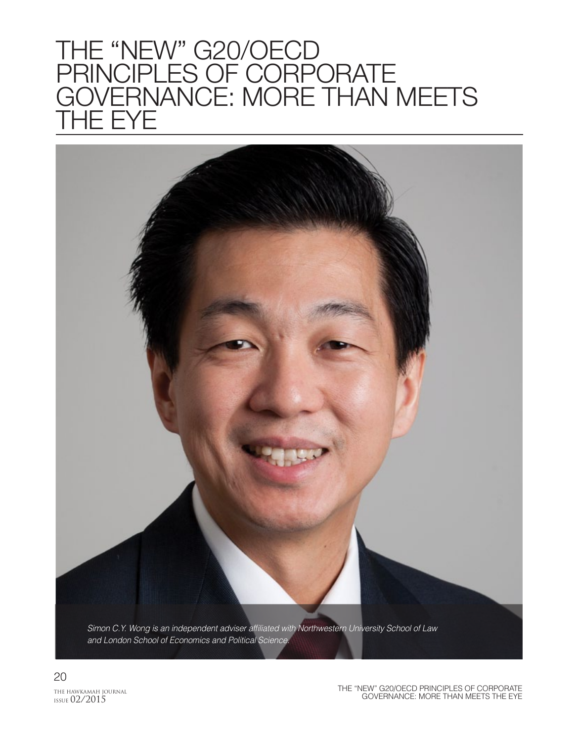# THE "NEW" G20/OECD PRINCIPLES OF CORPORATE GOVERNANCE: MORE THAN MEETS THE EYE

*Simon C.Y. Wong is an independent adviser affiliated with Northwestern University School of Law and London School of Economics and Political Science.*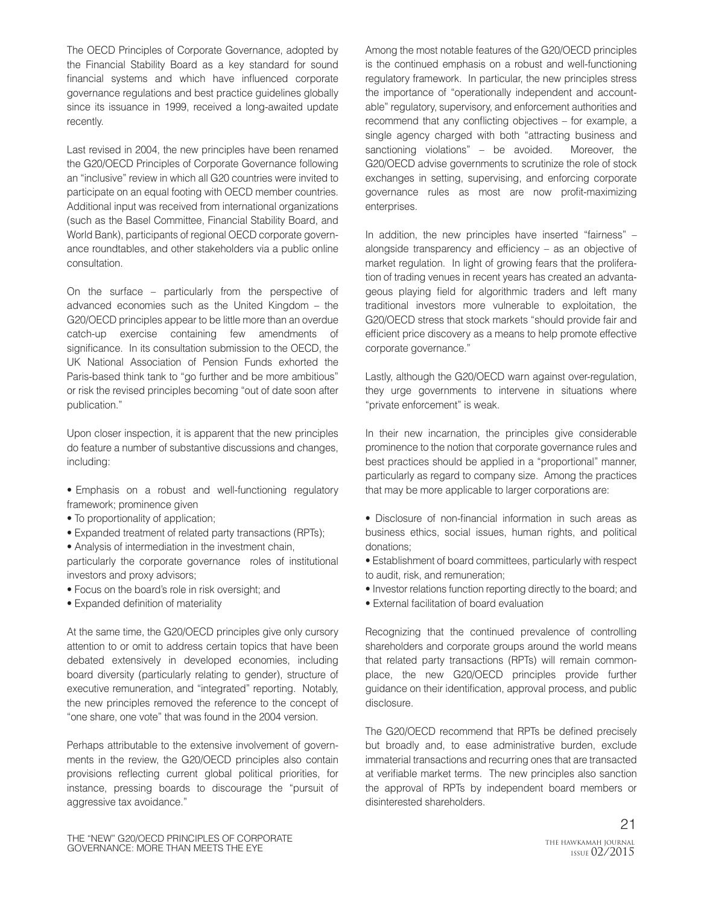The OECD Principles of Corporate Governance, adopted by the Financial Stability Board as a key standard for sound financial systems and which have influenced corporate governance regulations and best practice guidelines globally since its issuance in 1999, received a long-awaited update recently.

Last revised in 2004, the new principles have been renamed the G20/OECD Principles of Corporate Governance following an "inclusive" review in which all G20 countries were invited to participate on an equal footing with OECD member countries. Additional input was received from international organizations (such as the Basel Committee, Financial Stability Board, and World Bank), participants of regional OECD corporate governance roundtables, and other stakeholders via a public online consultation.

On the surface – particularly from the perspective of advanced economies such as the United Kingdom – the G20/OECD principles appear to be little more than an overdue catch-up exercise containing few amendments of significance. In its consultation submission to the OECD, the UK National Association of Pension Funds exhorted the Paris-based think tank to "go further and be more ambitious" or risk the revised principles becoming "out of date soon after publication."

Upon closer inspection, it is apparent that the new principles do feature a number of substantive discussions and changes, including:

- Emphasis on a robust and well-functioning regulatory framework; prominence given
- To proportionality of application;
- Expanded treatment of related party transactions (RPTs);
- Analysis of intermediation in the investment chain, particularly the corporate governance roles of institutional investors and proxy advisors;
- Focus on the board's role in risk oversight; and
- Expanded definition of materiality

At the same time, the G20/OECD principles give only cursory attention to or omit to address certain topics that have been debated extensively in developed economies, including board diversity (particularly relating to gender), structure of executive remuneration, and "integrated" reporting. Notably, the new principles removed the reference to the concept of "one share, one vote" that was found in the 2004 version.

Perhaps attributable to the extensive involvement of governments in the review, the G20/OECD principles also contain provisions reflecting current global political priorities, for instance, pressing boards to discourage the "pursuit of aggressive tax avoidance."

Among the most notable features of the G20/OECD principles is the continued emphasis on a robust and well-functioning regulatory framework. In particular, the new principles stress the importance of "operationally independent and accountable" regulatory, supervisory, and enforcement authorities and recommend that any conflicting objectives – for example, a single agency charged with both "attracting business and sanctioning violations" – be avoided. Moreover, the G20/OECD advise governments to scrutinize the role of stock exchanges in setting, supervising, and enforcing corporate governance rules as most are now profit-maximizing enterprises.

In addition, the new principles have inserted "fairness" – alongside transparency and efficiency – as an objective of market regulation. In light of growing fears that the proliferation of trading venues in recent years has created an advantageous playing field for algorithmic traders and left many traditional investors more vulnerable to exploitation, the G20/OECD stress that stock markets "should provide fair and efficient price discovery as a means to help promote effective corporate governance."

Lastly, although the G20/OECD warn against over-regulation, they urge governments to intervene in situations where "private enforcement" is weak.

In their new incarnation, the principles give considerable prominence to the notion that corporate governance rules and best practices should be applied in a "proportional" manner, particularly as regard to company size. Among the practices that may be more applicable to larger corporations are:

- Disclosure of non-financial information in such areas as business ethics, social issues, human rights, and political donations;
- Establishment of board committees, particularly with respect to audit, risk, and remuneration;
- Investor relations function reporting directly to the board; and
- External facilitation of board evaluation

Recognizing that the continued prevalence of controlling shareholders and corporate groups around the world means that related party transactions (RPTs) will remain commonplace, the new G20/OECD principles provide further guidance on their identification, approval process, and public disclosure.

The G20/OECD recommend that RPTs be defined precisely but broadly and, to ease administrative burden, exclude immaterial transactions and recurring ones that are transacted at verifiable market terms. The new principles also sanction the approval of RPTs by independent board members or disinterested shareholders.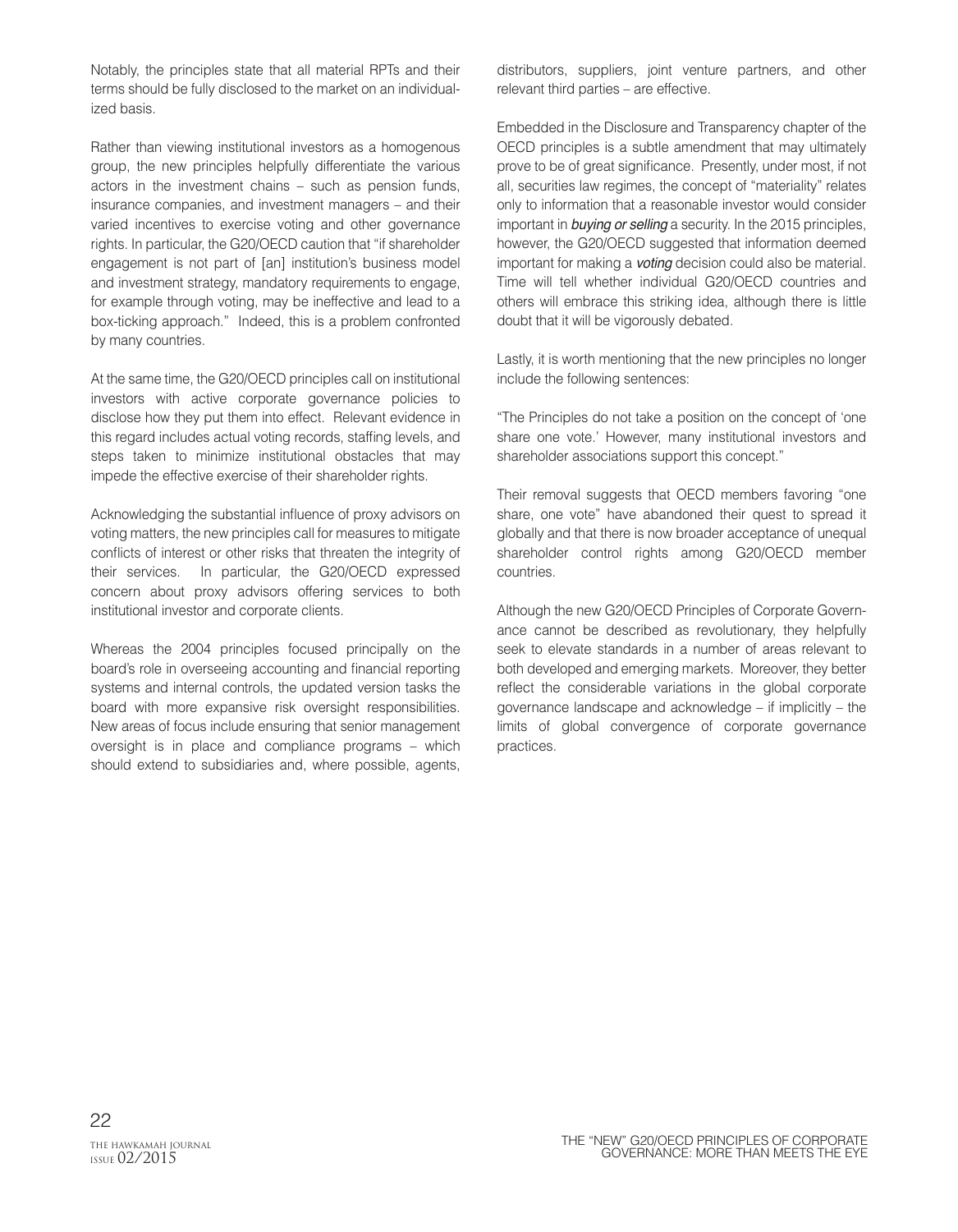Notably, the principles state that all material RPTs and their terms should be fully disclosed to the market on an individualized basis.

Rather than viewing institutional investors as a homogenous group, the new principles helpfully differentiate the various actors in the investment chains – such as pension funds, insurance companies, and investment managers – and their varied incentives to exercise voting and other governance rights. In particular, the G20/OECD caution that "if shareholder engagement is not part of [an] institution's business model and investment strategy, mandatory requirements to engage, for example through voting, may be ineffective and lead to a box-ticking approach." Indeed, this is a problem confronted by many countries.

At the same time, the G20/OECD principles call on institutional investors with active corporate governance policies to disclose how they put them into effect. Relevant evidence in this regard includes actual voting records, staffing levels, and steps taken to minimize institutional obstacles that may impede the effective exercise of their shareholder rights.

Acknowledging the substantial influence of proxy advisors on voting matters, the new principles call for measures to mitigate conflicts of interest or other risks that threaten the integrity of their services. In particular, the G20/OECD expressed concern about proxy advisors offering services to both institutional investor and corporate clients.

Whereas the 2004 principles focused principally on the board's role in overseeing accounting and financial reporting systems and internal controls, the updated version tasks the board with more expansive risk oversight responsibilities. New areas of focus include ensuring that senior management oversight is in place and compliance programs – which should extend to subsidiaries and, where possible, agents, distributors, suppliers, joint venture partners, and other relevant third parties – are effective.

Embedded in the Disclosure and Transparency chapter of the OECD principles is a subtle amendment that may ultimately prove to be of great significance. Presently, under most, if not all, securities law regimes, the concept of "materiality" relates only to information that a reasonable investor would consider important in ***buying or selling*** a security. In the 2015 principles, however, the G20/OECD suggested that information deemed important for making a ***voting*** decision could also be material. Time will tell whether individual G20/OECD countries and others will embrace this striking idea, although there is little doubt that it will be vigorously debated.

Lastly, it is worth mentioning that the new principles no longer include the following sentences:

"The Principles do not take a position on the concept of 'one share one vote.' However, many institutional investors and shareholder associations support this concept."

Their removal suggests that OECD members favoring "one share, one vote" have abandoned their quest to spread it globally and that there is now broader acceptance of unequal shareholder control rights among G20/OECD member countries.

Although the new G20/OECD Principles of Corporate Governance cannot be described as revolutionary, they helpfully seek to elevate standards in a number of areas relevant to both developed and emerging markets. Moreover, they better reflect the considerable variations in the global corporate governance landscape and acknowledge – if implicitly – the limits of global convergence of corporate governance practices.